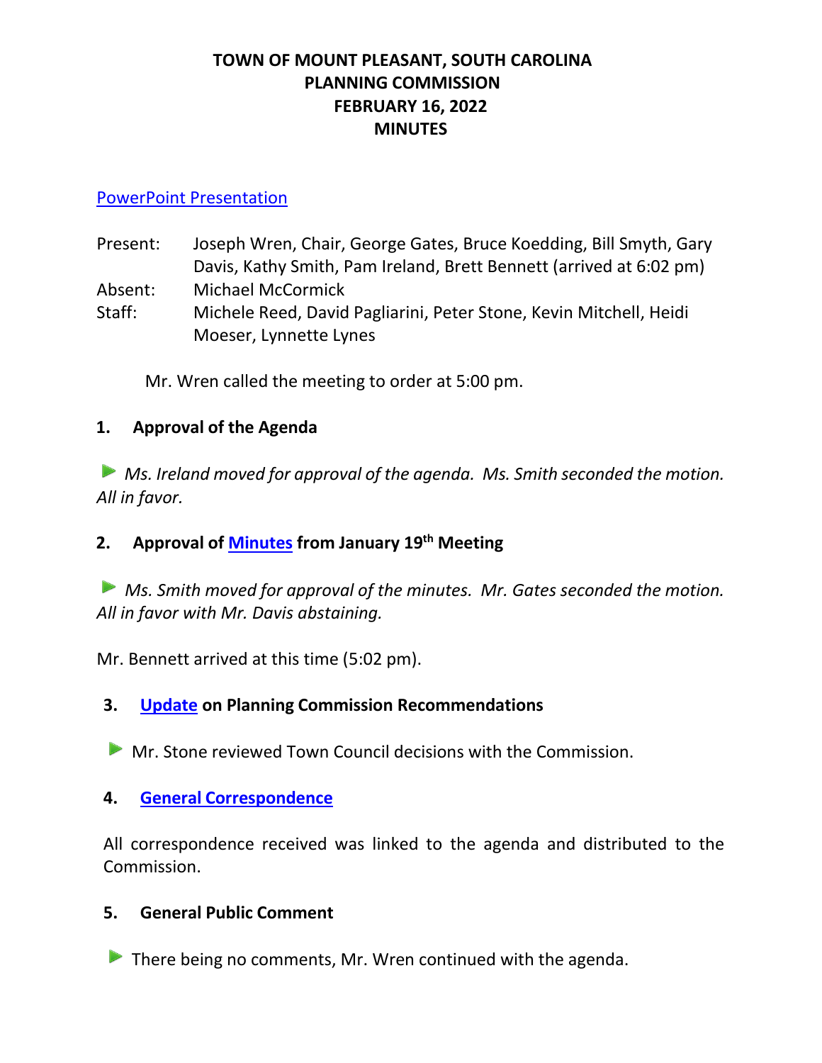# TOWN OF MOUNT PLEASANT, SOUTH CAROLINA
# PLANNING COMMISSION
# FEBRUARY 16, 2022
# MINUTES

PowerPoint Presentation

| | |
|---|---|
| Present: | Joseph Wren, Chair, George Gates, Bruce Koedding, Bill Smyth, Gary Davis, Kathy Smith, Pam Ireland, Brett Bennett (arrived at 6:02 pm) |
| Absent: | Michael McCormick |
| Staff: | Michele Reed, David Pagliarini, Peter Stone, Kevin Mitchell, Heidi Moeser, Lynnette Lynes |

Mr. Wren called the meeting to order at 5:00 pm.

## 1. Approval of the Agenda

*Ms. Ireland moved for approval of the agenda. Ms. Smith seconded the motion. All in favor.*

## 2. Approval of Minutes from January 19th Meeting

*Ms. Smith moved for approval of the minutes. Mr. Gates seconded the motion. All in favor with Mr. Davis abstaining.*

Mr. Bennett arrived at this time (5:02 pm).

## 3. Update on Planning Commission Recommendations

Mr. Stone reviewed Town Council decisions with the Commission.

## 4. General Correspondence

All correspondence received was linked to the agenda and distributed to the Commission.

## 5. General Public Comment

There being no comments, Mr. Wren continued with the agenda.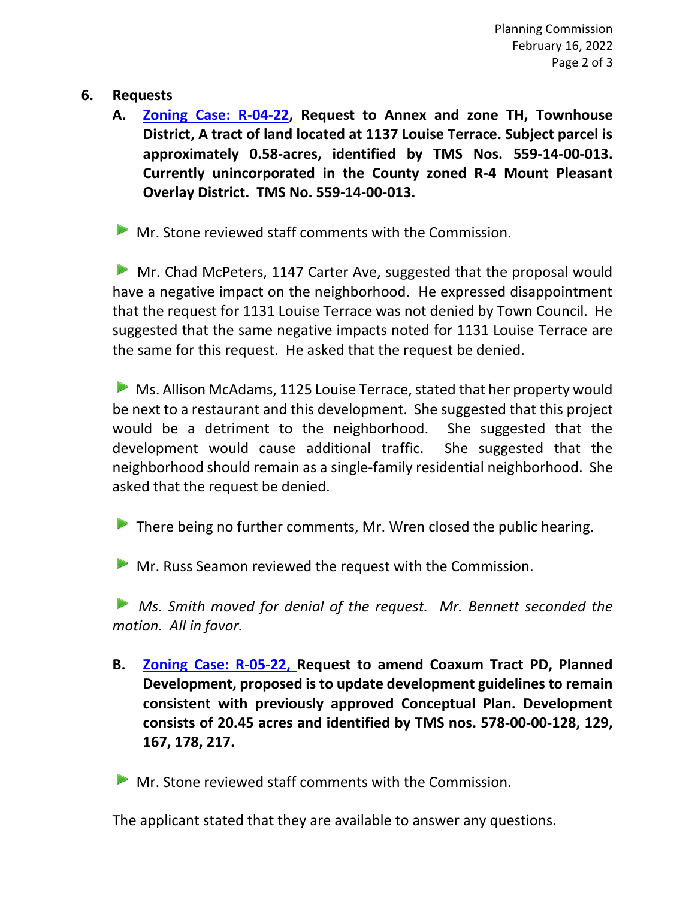## 6. Requests

**A. [Zoning Case: R-04-22](), Request to Annex and zone TH, Townhouse District, A tract of land located at 1137 Louise Terrace. Subject parcel is approximately 0.58-acres, identified by TMS Nos. 559-14-00-013. Currently unincorporated in the County zoned R-4 Mount Pleasant Overlay District. TMS No. 559-14-00-013.**

- Mr. Stone reviewed staff comments with the Commission.

- Mr. Chad McPeters, 1147 Carter Ave, suggested that the proposal would have a negative impact on the neighborhood. He expressed disappointment that the request for 1131 Louise Terrace was not denied by Town Council. He suggested that the same negative impacts noted for 1131 Louise Terrace are the same for this request. He asked that the request be denied.

- Ms. Allison McAdams, 1125 Louise Terrace, stated that her property would be next to a restaurant and this development. She suggested that this project would be a detriment to the neighborhood. She suggested that the development would cause additional traffic. She suggested that the neighborhood should remain as a single-family residential neighborhood. She asked that the request be denied.

- There being no further comments, Mr. Wren closed the public hearing.

- Mr. Russ Seamon reviewed the request with the Commission.

- *Ms. Smith moved for denial of the request. Mr. Bennett seconded the motion. All in favor.*

**B. [Zoning Case: R-05-22,]() Request to amend Coaxum Tract PD, Planned Development, proposed is to update development guidelines to remain consistent with previously approved Conceptual Plan. Development consists of 20.45 acres and identified by TMS nos. 578-00-00-128, 129, 167, 178, 217.**

- Mr. Stone reviewed staff comments with the Commission.

The applicant stated that they are available to answer any questions.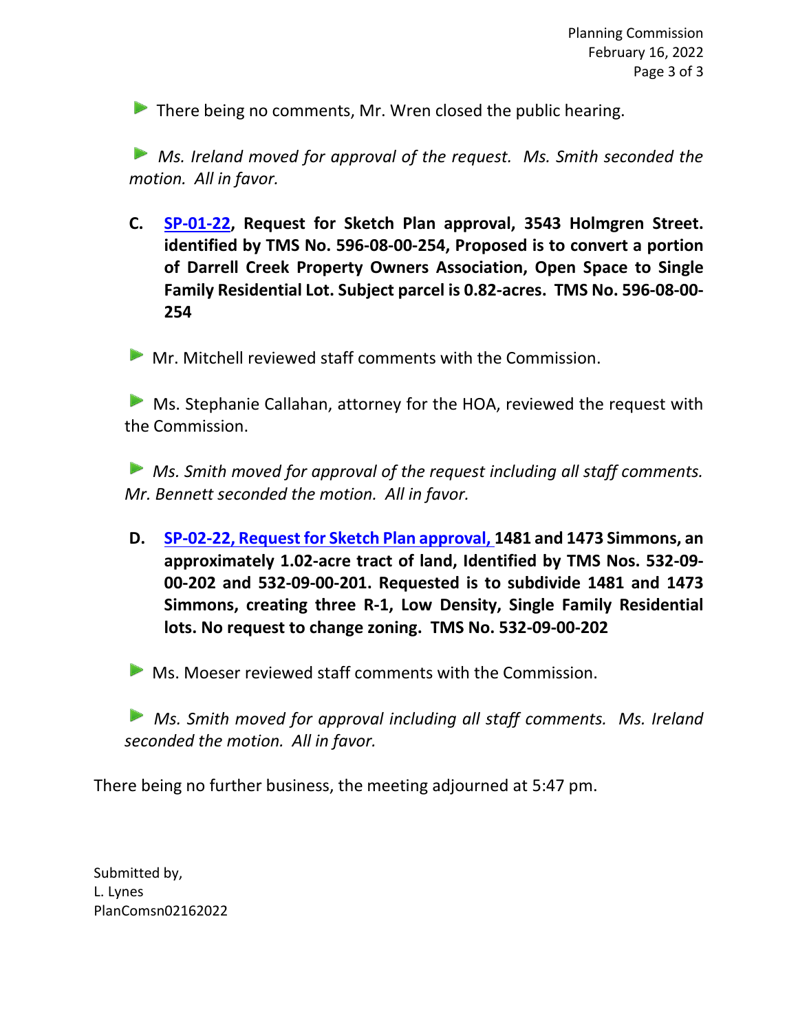▶ There being no comments, Mr. Wren closed the public hearing.

▶ *Ms. Ireland moved for approval of the request. Ms. Smith seconded the motion. All in favor.*

**C. SP-01-22, Request for Sketch Plan approval, 3543 Holmgren Street. identified by TMS No. 596-08-00-254, Proposed is to convert a portion of Darrell Creek Property Owners Association, Open Space to Single Family Residential Lot. Subject parcel is 0.82-acres. TMS No. 596-08-00-254**

▶ Mr. Mitchell reviewed staff comments with the Commission.

▶ Ms. Stephanie Callahan, attorney for the HOA, reviewed the request with the Commission.

▶ *Ms. Smith moved for approval of the request including all staff comments. Mr. Bennett seconded the motion. All in favor.*

**D. SP-02-22, Request for Sketch Plan approval, 1481 and 1473 Simmons, an approximately 1.02-acre tract of land, Identified by TMS Nos. 532-09-00-202 and 532-09-00-201. Requested is to subdivide 1481 and 1473 Simmons, creating three R-1, Low Density, Single Family Residential lots. No request to change zoning. TMS No. 532-09-00-202**

▶ Ms. Moeser reviewed staff comments with the Commission.

▶ *Ms. Smith moved for approval including all staff comments. Ms. Ireland seconded the motion. All in favor.*

There being no further business, the meeting adjourned at 5:47 pm.

Submitted by,
L. Lynes
PlanComsn02162022